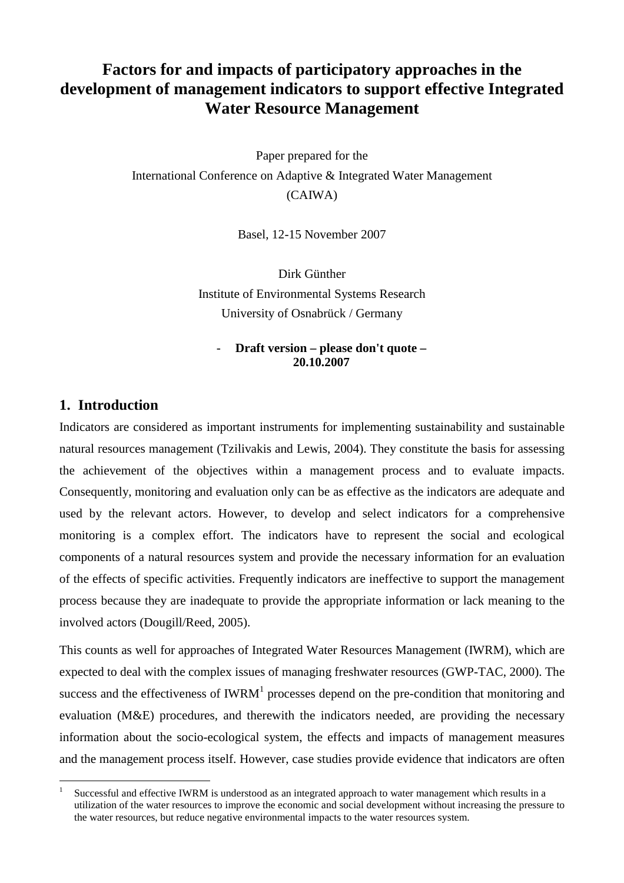# Factors for and impacts of participatory approaches in the development of management indicators to support effective Integrated Water Resource Management

Paper prepared for the

International Conference on Adaptive & Integrated Water Management (CAIWA)

Basel, 12-15 November 2007

Dirk Günther

Institute of Environmental Systems Research

University of Osnabrück / Germany

- **Draft version – please don't quote – 20.10.2007**

## 1. Introduction

Indicators are considered as important instruments for implementing sustainability and sustainable natural resources management (Tzilivakis and Lewis, 2004). They constitute the basis for assessing the achievement of the objectives within a management process and to evaluate impacts. Consequently, monitoring and evaluation only can be as effective as the indicators are adequate and used by the relevant actors. However, to develop and select indicators for a comprehensive monitoring is a complex effort. The indicators have to represent the social and ecological components of a natural resources system and provide the necessary information for an evaluation of the effects of specific activities. Frequently indicators are ineffective to support the management process because they are inadequate to provide the appropriate information or lack meaning to the involved actors (Dougill/Reed, 2005).

This counts as well for approaches of Integrated Water Resources Management (IWRM), which are expected to deal with the complex issues of managing freshwater resources (GWP-TAC, 2000). The success and the effectiveness of IWRM[1] processes depend on the pre-condition that monitoring and evaluation (M&E) procedures, and therewith the indicators needed, are providing the necessary information about the socio-ecological system, the effects and impacts of management measures and the management process itself. However, case studies provide evidence that indicators are often

[1] Successful and effective IWRM is understood as an integrated approach to water management which results in a utilization of the water resources to improve the economic and social development without increasing the pressure to the water resources, but reduce negative environmental impacts to the water resources system.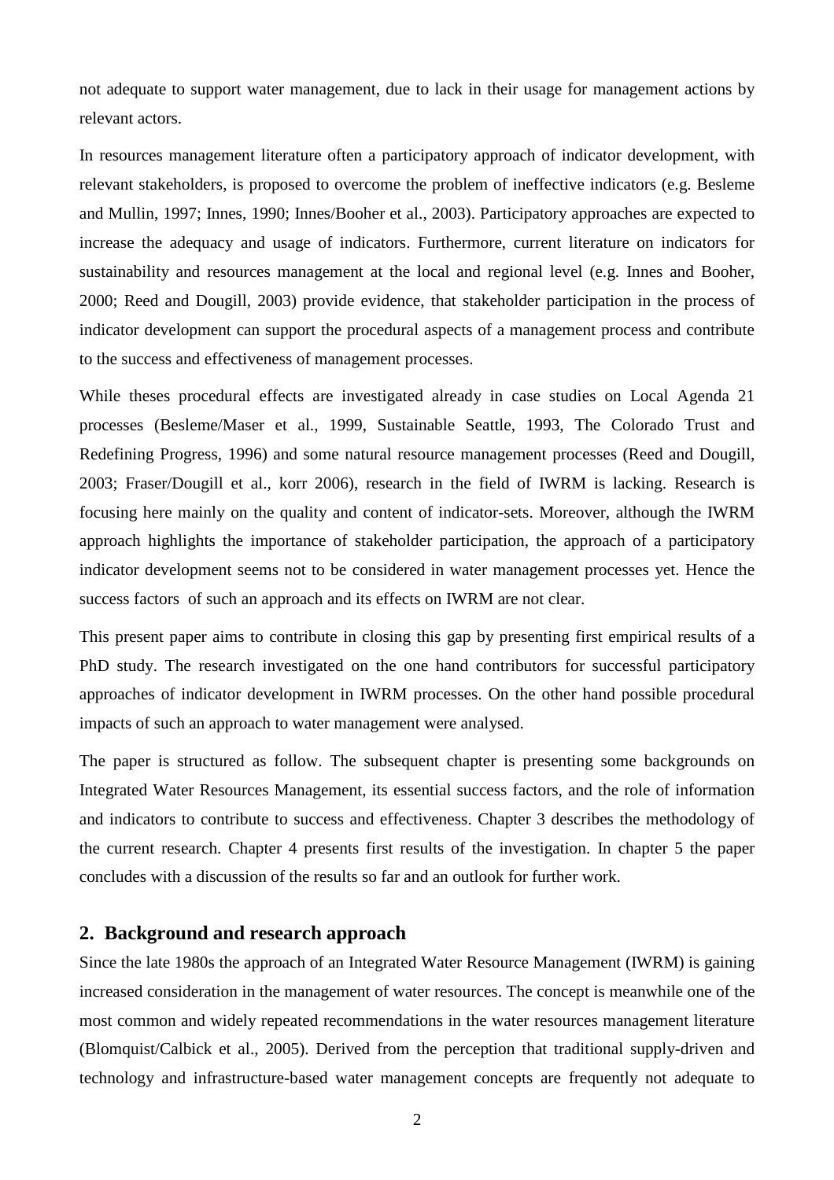not adequate to support water management, due to lack in their usage for management actions by relevant actors.

In resources management literature often a participatory approach of indicator development, with relevant stakeholders, is proposed to overcome the problem of ineffective indicators (e.g. Besleme and Mullin, 1997; Innes, 1990; Innes/Booher et al., 2003). Participatory approaches are expected to increase the adequacy and usage of indicators. Furthermore, current literature on indicators for sustainability and resources management at the local and regional level (e.g. Innes and Booher, 2000; Reed and Dougill, 2003) provide evidence, that stakeholder participation in the process of indicator development can support the procedural aspects of a management process and contribute to the success and effectiveness of management processes.

While theses procedural effects are investigated already in case studies on Local Agenda 21 processes (Besleme/Maser et al., 1999, Sustainable Seattle, 1993, The Colorado Trust and Redefining Progress, 1996) and some natural resource management processes (Reed and Dougill, 2003; Fraser/Dougill et al., korr 2006), research in the field of IWRM is lacking. Research is focusing here mainly on the quality and content of indicator-sets. Moreover, although the IWRM approach highlights the importance of stakeholder participation, the approach of a participatory indicator development seems not to be considered in water management processes yet. Hence the success factors of such an approach and its effects on IWRM are not clear.

This present paper aims to contribute in closing this gap by presenting first empirical results of a PhD study. The research investigated on the one hand contributors for successful participatory approaches of indicator development in IWRM processes. On the other hand possible procedural impacts of such an approach to water management were analysed.

The paper is structured as follow. The subsequent chapter is presenting some backgrounds on Integrated Water Resources Management, its essential success factors, and the role of information and indicators to contribute to success and effectiveness. Chapter 3 describes the methodology of the current research. Chapter 4 presents first results of the investigation. In chapter 5 the paper concludes with a discussion of the results so far and an outlook for further work.

## 2. Background and research approach

Since the late 1980s the approach of an Integrated Water Resource Management (IWRM) is gaining increased consideration in the management of water resources. The concept is meanwhile one of the most common and widely repeated recommendations in the water resources management literature (Blomquist/Calbick et al., 2005). Derived from the perception that traditional supply-driven and technology and infrastructure-based water management concepts are frequently not adequate to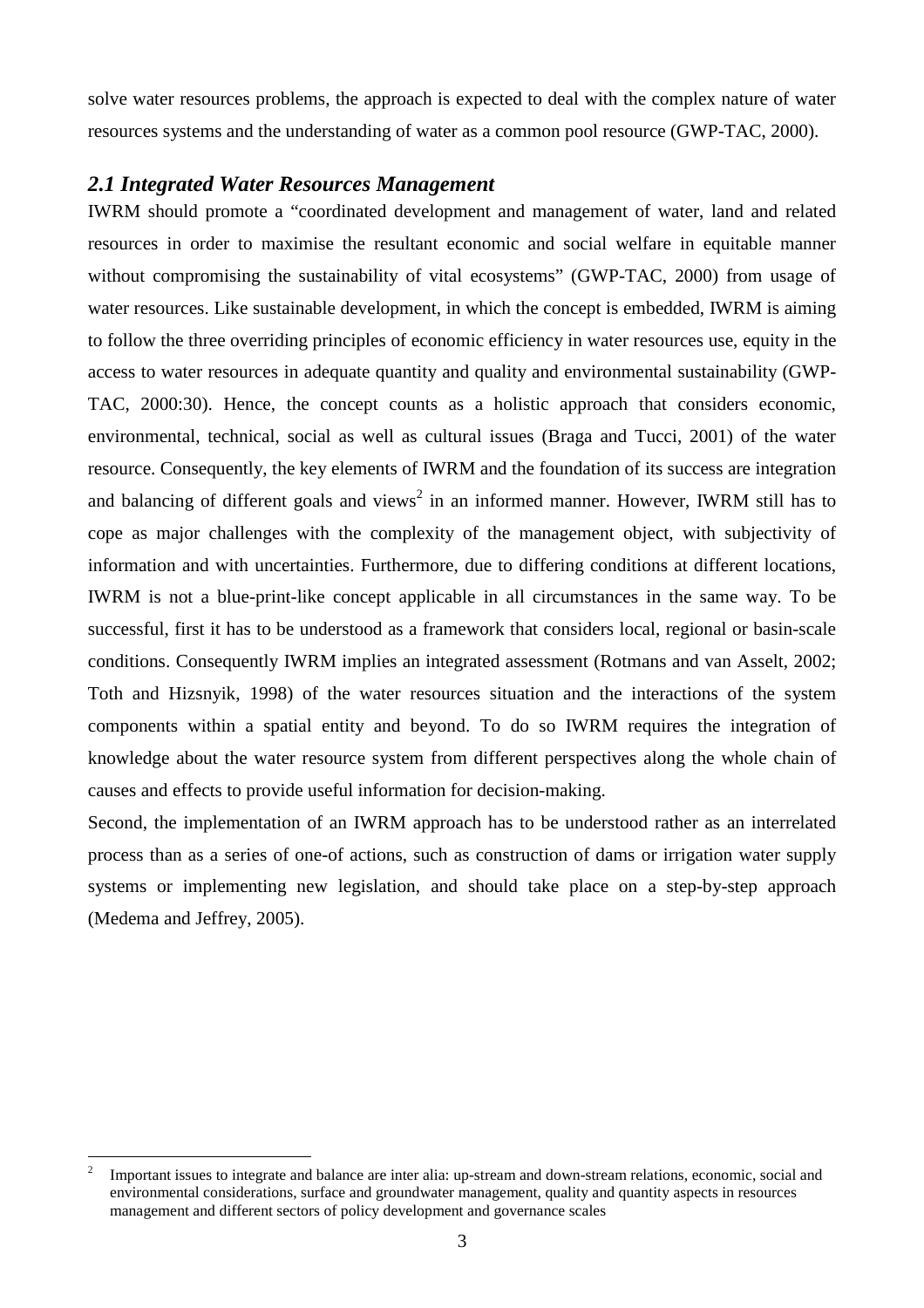solve water resources problems, the approach is expected to deal with the complex nature of water resources systems and the understanding of water as a common pool resource (GWP-TAC, 2000).

## *2.1 Integrated Water Resources Management*

IWRM should promote a "coordinated development and management of water, land and related resources in order to maximise the resultant economic and social welfare in equitable manner without compromising the sustainability of vital ecosystems" (GWP-TAC, 2000) from usage of water resources. Like sustainable development, in which the concept is embedded, IWRM is aiming to follow the three overriding principles of economic efficiency in water resources use, equity in the access to water resources in adequate quantity and quality and environmental sustainability (GWP-TAC, 2000:30). Hence, the concept counts as a holistic approach that considers economic, environmental, technical, social as well as cultural issues (Braga and Tucci, 2001) of the water resource. Consequently, the key elements of IWRM and the foundation of its success are integration and balancing of different goals and views[2] in an informed manner. However, IWRM still has to cope as major challenges with the complexity of the management object, with subjectivity of information and with uncertainties. Furthermore, due to differing conditions at different locations, IWRM is not a blue-print-like concept applicable in all circumstances in the same way. To be successful, first it has to be understood as a framework that considers local, regional or basin-scale conditions. Consequently IWRM implies an integrated assessment (Rotmans and van Asselt, 2002; Toth and Hizsnyik, 1998) of the water resources situation and the interactions of the system components within a spatial entity and beyond. To do so IWRM requires the integration of knowledge about the water resource system from different perspectives along the whole chain of causes and effects to provide useful information for decision-making.

Second, the implementation of an IWRM approach has to be understood rather as an interrelated process than as a series of one-of actions, such as construction of dams or irrigation water supply systems or implementing new legislation, and should take place on a step-by-step approach (Medema and Jeffrey, 2005).

---

[2] Important issues to integrate and balance are inter alia: up-stream and down-stream relations, economic, social and environmental considerations, surface and groundwater management, quality and quantity aspects in resources management and different sectors of policy development and governance scales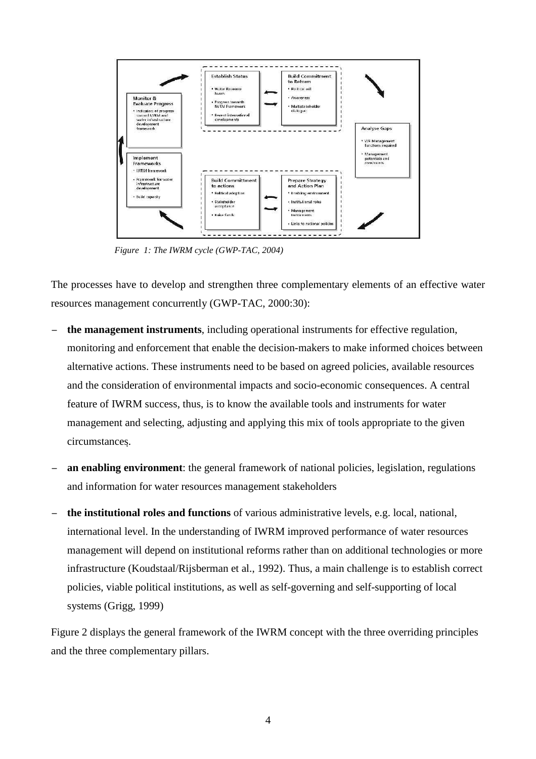*Figure 1: The IWRM cycle (GWP-TAC, 2004)*

The processes have to develop and strengthen three complementary elements of an effective water resources management concurrently (GWP-TAC, 2000:30):

- **the management instruments**, including operational instruments for effective regulation, monitoring and enforcement that enable the decision-makers to make informed choices between alternative actions. These instruments need to be based on agreed policies, available resources and the consideration of environmental impacts and socio-economic consequences. A central feature of IWRM success, thus, is to know the available tools and instruments for water management and selecting, adjusting and applying this mix of tools appropriate to the given circumstances.
- **an enabling environment**: the general framework of national policies, legislation, regulations and information for water resources management stakeholders
- **the institutional roles and functions** of various administrative levels, e.g. local, national, international level. In the understanding of IWRM improved performance of water resources management will depend on institutional reforms rather than on additional technologies or more infrastructure (Koudstaal/Rijsberman et al., 1992). Thus, a main challenge is to establish correct policies, viable political institutions, as well as self-governing and self-supporting of local systems (Grigg, 1999)

Figure 2 displays the general framework of the IWRM concept with the three overriding principles and the three complementary pillars.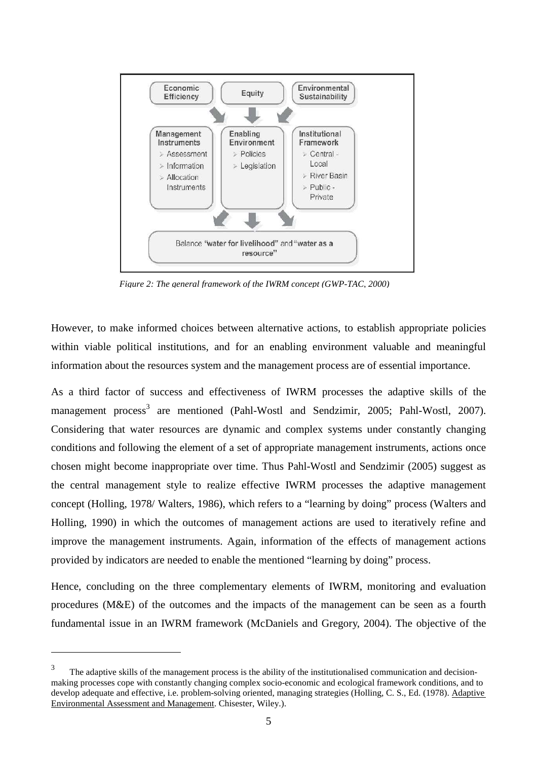*Figure 2: The general framework of the IWRM concept (GWP-TAC, 2000)*

However, to make informed choices between alternative actions, to establish appropriate policies within viable political institutions, and for an enabling environment valuable and meaningful information about the resources system and the management process are of essential importance.

As a third factor of success and effectiveness of IWRM processes the adaptive skills of the management process[3] are mentioned (Pahl-Wostl and Sendzimir, 2005; Pahl-Wostl, 2007). Considering that water resources are dynamic and complex systems under constantly changing conditions and following the element of a set of appropriate management instruments, actions once chosen might become inappropriate over time. Thus Pahl-Wostl and Sendzimir (2005) suggest as the central management style to realize effective IWRM processes the adaptive management concept (Holling, 1978/ Walters, 1986), which refers to a "learning by doing" process (Walters and Holling, 1990) in which the outcomes of management actions are used to iteratively refine and improve the management instruments. Again, information of the effects of management actions provided by indicators are needed to enable the mentioned "learning by doing" process.

Hence, concluding on the three complementary elements of IWRM, monitoring and evaluation procedures (M&E) of the outcomes and the impacts of the management can be seen as a fourth fundamental issue in an IWRM framework (McDaniels and Gregory, 2004). The objective of the

---

[3] The adaptive skills of the management process is the ability of the institutionalised communication and decision-making processes cope with constantly changing complex socio-economic and ecological framework conditions, and to develop adequate and effective, i.e. problem-solving oriented, managing strategies (Holling, C. S., Ed. (1978). Adaptive Environmental Assessment and Management. Chisester, Wiley.).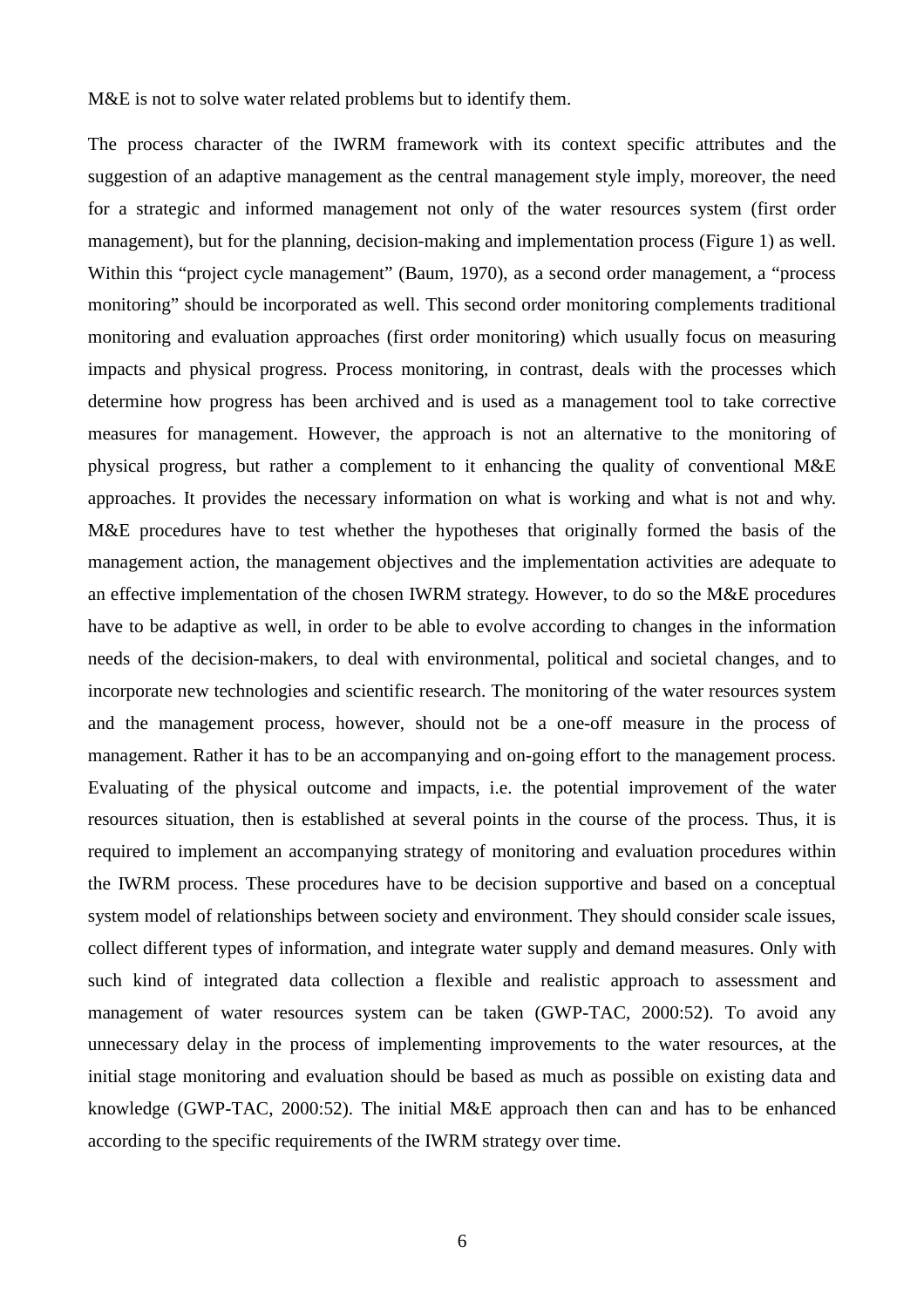M&E is not to solve water related problems but to identify them.

The process character of the IWRM framework with its context specific attributes and the suggestion of an adaptive management as the central management style imply, moreover, the need for a strategic and informed management not only of the water resources system (first order management), but for the planning, decision-making and implementation process (Figure 1) as well. Within this "project cycle management" (Baum, 1970), as a second order management, a "process monitoring" should be incorporated as well. This second order monitoring complements traditional monitoring and evaluation approaches (first order monitoring) which usually focus on measuring impacts and physical progress. Process monitoring, in contrast, deals with the processes which determine how progress has been archived and is used as a management tool to take corrective measures for management. However, the approach is not an alternative to the monitoring of physical progress, but rather a complement to it enhancing the quality of conventional M&E approaches. It provides the necessary information on what is working and what is not and why. M&E procedures have to test whether the hypotheses that originally formed the basis of the management action, the management objectives and the implementation activities are adequate to an effective implementation of the chosen IWRM strategy. However, to do so the M&E procedures have to be adaptive as well, in order to be able to evolve according to changes in the information needs of the decision-makers, to deal with environmental, political and societal changes, and to incorporate new technologies and scientific research. The monitoring of the water resources system and the management process, however, should not be a one-off measure in the process of management. Rather it has to be an accompanying and on-going effort to the management process. Evaluating of the physical outcome and impacts, i.e. the potential improvement of the water resources situation, then is established at several points in the course of the process. Thus, it is required to implement an accompanying strategy of monitoring and evaluation procedures within the IWRM process. These procedures have to be decision supportive and based on a conceptual system model of relationships between society and environment. They should consider scale issues, collect different types of information, and integrate water supply and demand measures. Only with such kind of integrated data collection a flexible and realistic approach to assessment and management of water resources system can be taken (GWP-TAC, 2000:52). To avoid any unnecessary delay in the process of implementing improvements to the water resources, at the initial stage monitoring and evaluation should be based as much as possible on existing data and knowledge (GWP-TAC, 2000:52). The initial M&E approach then can and has to be enhanced according to the specific requirements of the IWRM strategy over time.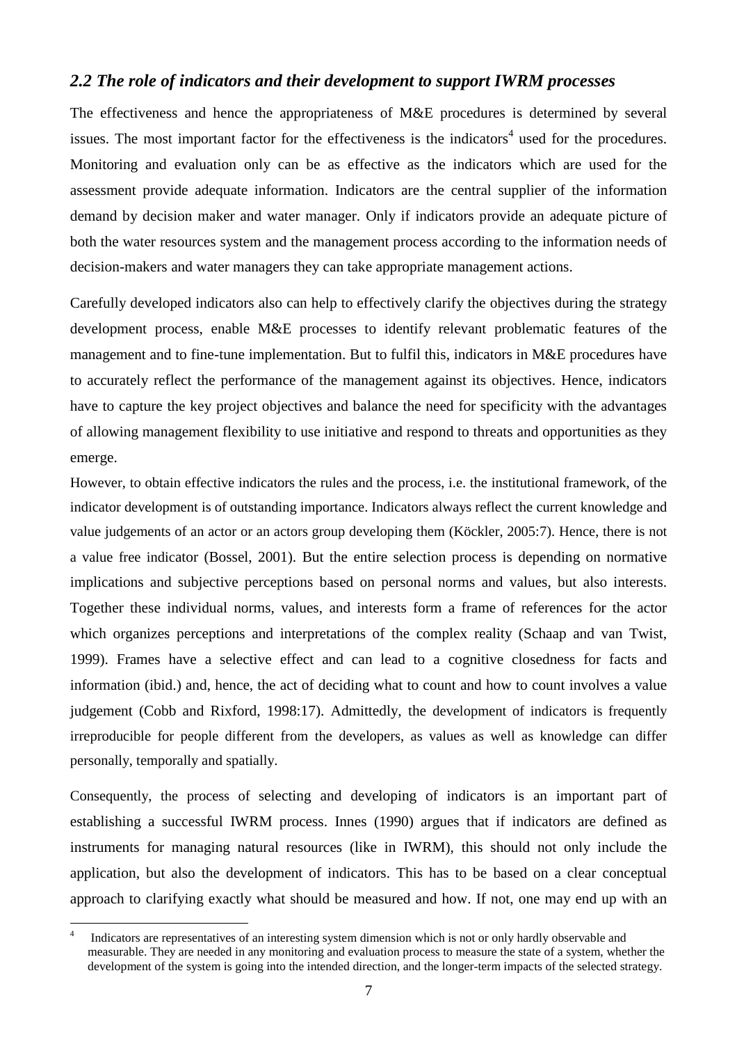## *2.2 The role of indicators and their development to support IWRM processes*

The effectiveness and hence the appropriateness of M&E procedures is determined by several issues. The most important factor for the effectiveness is the indicators[4] used for the procedures. Monitoring and evaluation only can be as effective as the indicators which are used for the assessment provide adequate information. Indicators are the central supplier of the information demand by decision maker and water manager. Only if indicators provide an adequate picture of both the water resources system and the management process according to the information needs of decision-makers and water managers they can take appropriate management actions.

Carefully developed indicators also can help to effectively clarify the objectives during the strategy development process, enable M&E processes to identify relevant problematic features of the management and to fine-tune implementation. But to fulfil this, indicators in M&E procedures have to accurately reflect the performance of the management against its objectives. Hence, indicators have to capture the key project objectives and balance the need for specificity with the advantages of allowing management flexibility to use initiative and respond to threats and opportunities as they emerge.

However, to obtain effective indicators the rules and the process, i.e. the institutional framework, of the indicator development is of outstanding importance. Indicators always reflect the current knowledge and value judgements of an actor or an actors group developing them (Köckler, 2005:7). Hence, there is not a value free indicator (Bossel, 2001). But the entire selection process is depending on normative implications and subjective perceptions based on personal norms and values, but also interests. Together these individual norms, values, and interests form a frame of references for the actor which organizes perceptions and interpretations of the complex reality (Schaap and van Twist, 1999). Frames have a selective effect and can lead to a cognitive closedness for facts and information (ibid.) and, hence, the act of deciding what to count and how to count involves a value judgement (Cobb and Rixford, 1998:17). Admittedly, the development of indicators is frequently irreproducible for people different from the developers, as values as well as knowledge can differ personally, temporally and spatially.

Consequently, the process of selecting and developing of indicators is an important part of establishing a successful IWRM process. Innes (1990) argues that if indicators are defined as instruments for managing natural resources (like in IWRM), this should not only include the application, but also the development of indicators. This has to be based on a clear conceptual approach to clarifying exactly what should be measured and how. If not, one may end up with an

---

[4] Indicators are representatives of an interesting system dimension which is not or only hardly observable and measurable. They are needed in any monitoring and evaluation process to measure the state of a system, whether the development of the system is going into the intended direction, and the longer-term impacts of the selected strategy.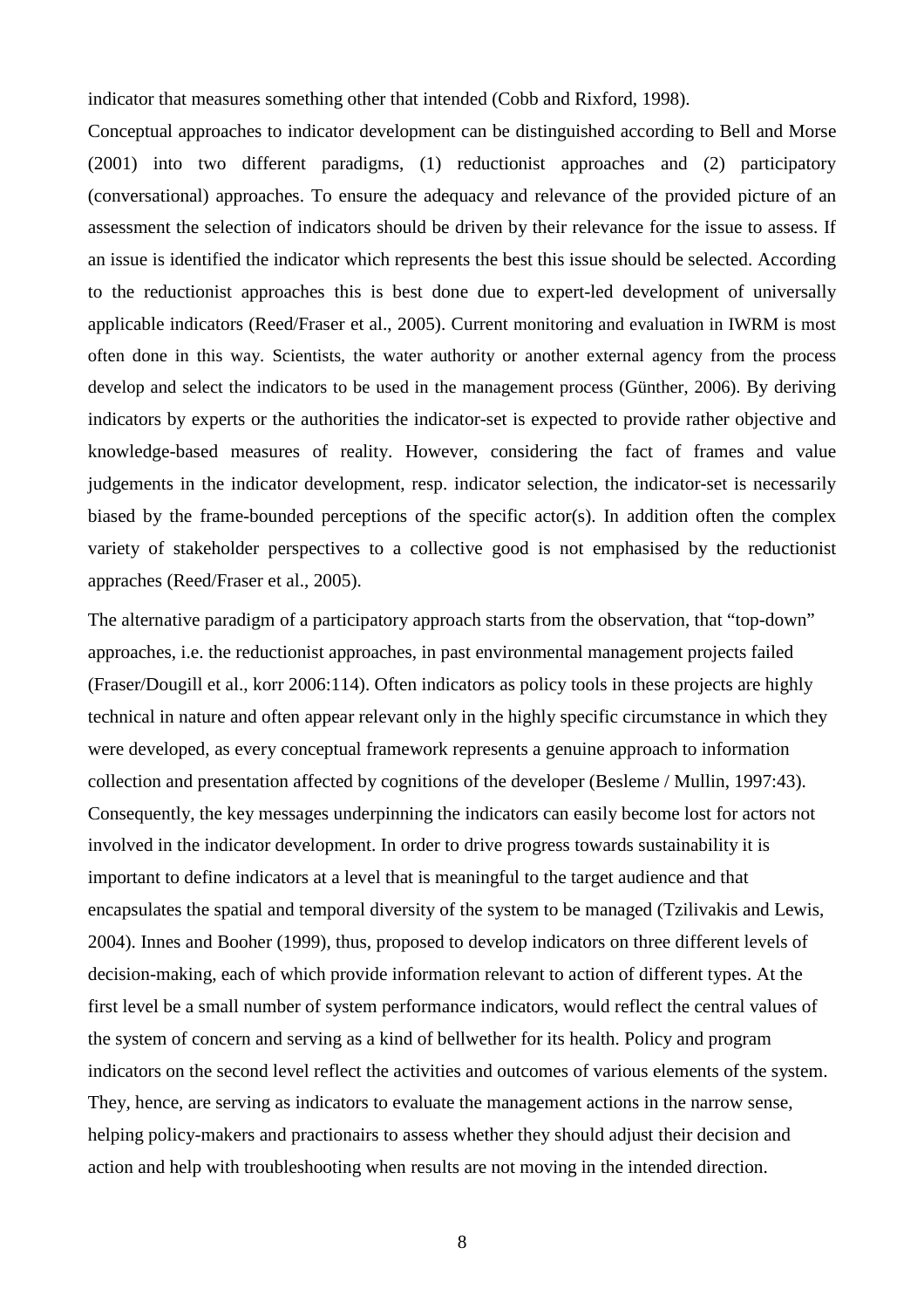indicator that measures something other that intended (Cobb and Rixford, 1998).

Conceptual approaches to indicator development can be distinguished according to Bell and Morse (2001) into two different paradigms, (1) reductionist approaches and (2) participatory (conversational) approaches. To ensure the adequacy and relevance of the provided picture of an assessment the selection of indicators should be driven by their relevance for the issue to assess. If an issue is identified the indicator which represents the best this issue should be selected. According to the reductionist approaches this is best done due to expert-led development of universally applicable indicators (Reed/Fraser et al., 2005). Current monitoring and evaluation in IWRM is most often done in this way. Scientists, the water authority or another external agency from the process develop and select the indicators to be used in the management process (Günther, 2006). By deriving indicators by experts or the authorities the indicator-set is expected to provide rather objective and knowledge-based measures of reality. However, considering the fact of frames and value judgements in the indicator development, resp. indicator selection, the indicator-set is necessarily biased by the frame-bounded perceptions of the specific actor(s). In addition often the complex variety of stakeholder perspectives to a collective good is not emphasised by the reductionist appraches (Reed/Fraser et al., 2005).

The alternative paradigm of a participatory approach starts from the observation, that "top-down" approaches, i.e. the reductionist approaches, in past environmental management projects failed (Fraser/Dougill et al., korr 2006:114). Often indicators as policy tools in these projects are highly technical in nature and often appear relevant only in the highly specific circumstance in which they were developed, as every conceptual framework represents a genuine approach to information collection and presentation affected by cognitions of the developer (Besleme / Mullin, 1997:43). Consequently, the key messages underpinning the indicators can easily become lost for actors not involved in the indicator development. In order to drive progress towards sustainability it is important to define indicators at a level that is meaningful to the target audience and that encapsulates the spatial and temporal diversity of the system to be managed (Tzilivakis and Lewis, 2004). Innes and Booher (1999), thus, proposed to develop indicators on three different levels of decision-making, each of which provide information relevant to action of different types. At the first level be a small number of system performance indicators, would reflect the central values of the system of concern and serving as a kind of bellwether for its health. Policy and program indicators on the second level reflect the activities and outcomes of various elements of the system. They, hence, are serving as indicators to evaluate the management actions in the narrow sense, helping policy-makers and practionairs to assess whether they should adjust their decision and action and help with troubleshooting when results are not moving in the intended direction.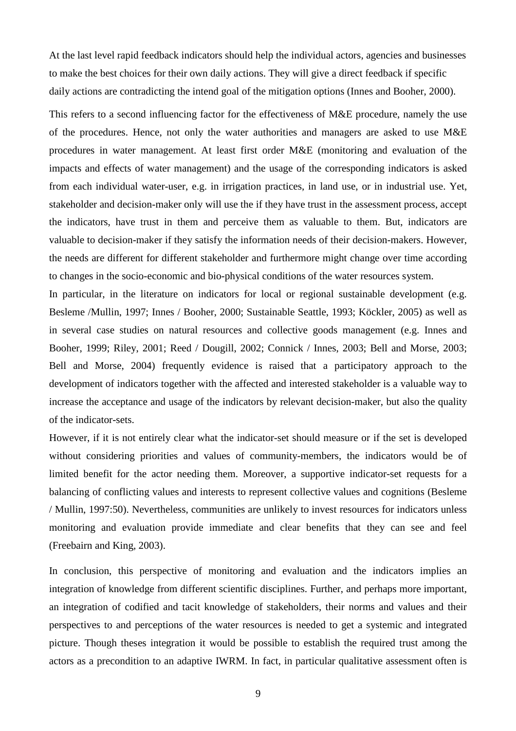At the last level rapid feedback indicators should help the individual actors, agencies and businesses to make the best choices for their own daily actions. They will give a direct feedback if specific daily actions are contradicting the intend goal of the mitigation options (Innes and Booher, 2000).

This refers to a second influencing factor for the effectiveness of M&E procedure, namely the use of the procedures. Hence, not only the water authorities and managers are asked to use M&E procedures in water management. At least first order M&E (monitoring and evaluation of the impacts and effects of water management) and the usage of the corresponding indicators is asked from each individual water-user, e.g. in irrigation practices, in land use, or in industrial use. Yet, stakeholder and decision-maker only will use the if they have trust in the assessment process, accept the indicators, have trust in them and perceive them as valuable to them. But, indicators are valuable to decision-maker if they satisfy the information needs of their decision-makers. However, the needs are different for different stakeholder and furthermore might change over time according to changes in the socio-economic and bio-physical conditions of the water resources system.

In particular, in the literature on indicators for local or regional sustainable development (e.g. Besleme /Mullin, 1997; Innes / Booher, 2000; Sustainable Seattle, 1993; Köckler, 2005) as well as in several case studies on natural resources and collective goods management (e.g. Innes and Booher, 1999; Riley, 2001; Reed / Dougill, 2002; Connick / Innes, 2003; Bell and Morse, 2003; Bell and Morse, 2004) frequently evidence is raised that a participatory approach to the development of indicators together with the affected and interested stakeholder is a valuable way to increase the acceptance and usage of the indicators by relevant decision-maker, but also the quality of the indicator-sets.

However, if it is not entirely clear what the indicator-set should measure or if the set is developed without considering priorities and values of community-members, the indicators would be of limited benefit for the actor needing them. Moreover, a supportive indicator-set requests for a balancing of conflicting values and interests to represent collective values and cognitions (Besleme / Mullin, 1997:50). Nevertheless, communities are unlikely to invest resources for indicators unless monitoring and evaluation provide immediate and clear benefits that they can see and feel (Freebairn and King, 2003).

In conclusion, this perspective of monitoring and evaluation and the indicators implies an integration of knowledge from different scientific disciplines. Further, and perhaps more important, an integration of codified and tacit knowledge of stakeholders, their norms and values and their perspectives to and perceptions of the water resources is needed to get a systemic and integrated picture. Though theses integration it would be possible to establish the required trust among the actors as a precondition to an adaptive IWRM. In fact, in particular qualitative assessment often is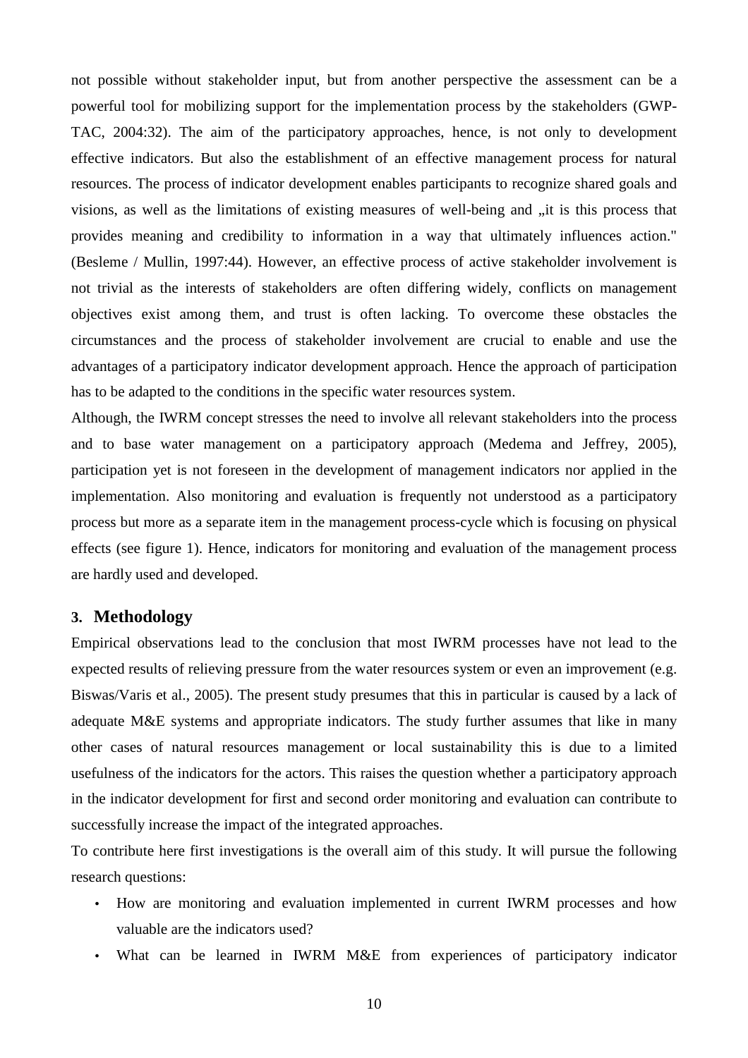not possible without stakeholder input, but from another perspective the assessment can be a powerful tool for mobilizing support for the implementation process by the stakeholders (GWP-TAC, 2004:32). The aim of the participatory approaches, hence, is not only to development effective indicators. But also the establishment of an effective management process for natural resources. The process of indicator development enables participants to recognize shared goals and visions, as well as the limitations of existing measures of well-being and „it is this process that provides meaning and credibility to information in a way that ultimately influences action." (Besleme / Mullin, 1997:44). However, an effective process of active stakeholder involvement is not trivial as the interests of stakeholders are often differing widely, conflicts on management objectives exist among them, and trust is often lacking. To overcome these obstacles the circumstances and the process of stakeholder involvement are crucial to enable and use the advantages of a participatory indicator development approach. Hence the approach of participation has to be adapted to the conditions in the specific water resources system.

Although, the IWRM concept stresses the need to involve all relevant stakeholders into the process and to base water management on a participatory approach (Medema and Jeffrey, 2005), participation yet is not foreseen in the development of management indicators nor applied in the implementation. Also monitoring and evaluation is frequently not understood as a participatory process but more as a separate item in the management process-cycle which is focusing on physical effects (see figure 1). Hence, indicators for monitoring and evaluation of the management process are hardly used and developed.

## 3. Methodology

Empirical observations lead to the conclusion that most IWRM processes have not lead to the expected results of relieving pressure from the water resources system or even an improvement (e.g. Biswas/Varis et al., 2005). The present study presumes that this in particular is caused by a lack of adequate M&E systems and appropriate indicators. The study further assumes that like in many other cases of natural resources management or local sustainability this is due to a limited usefulness of the indicators for the actors. This raises the question whether a participatory approach in the indicator development for first and second order monitoring and evaluation can contribute to successfully increase the impact of the integrated approaches.

To contribute here first investigations is the overall aim of this study. It will pursue the following research questions:

- How are monitoring and evaluation implemented in current IWRM processes and how valuable are the indicators used?
- What can be learned in IWRM M&E from experiences of participatory indicator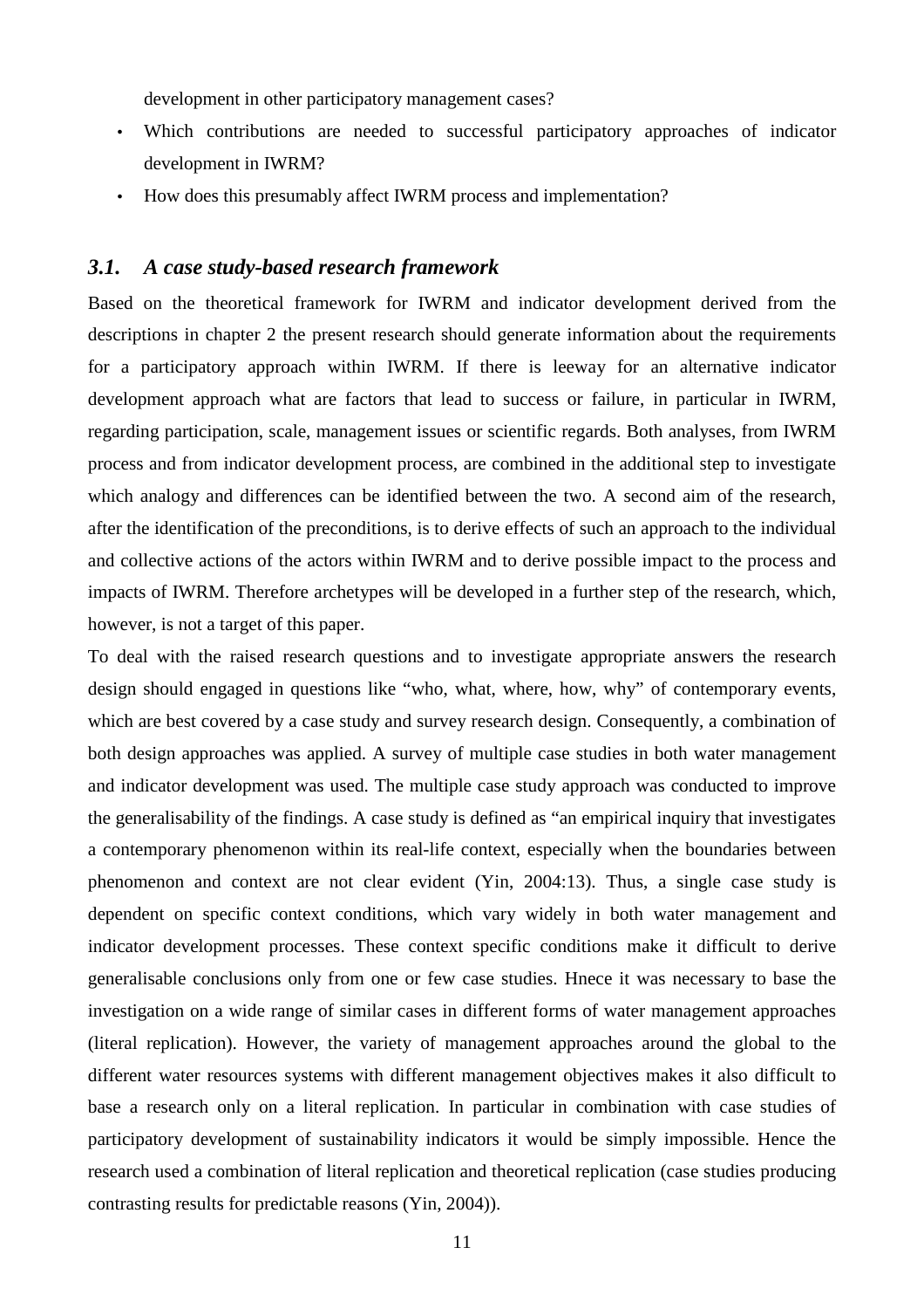development in other participatory management cases?

- Which contributions are needed to successful participatory approaches of indicator development in IWRM?
- How does this presumably affect IWRM process and implementation?

### *3.1. A case study-based research framework*

Based on the theoretical framework for IWRM and indicator development derived from the descriptions in chapter 2 the present research should generate information about the requirements for a participatory approach within IWRM. If there is leeway for an alternative indicator development approach what are factors that lead to success or failure, in particular in IWRM, regarding participation, scale, management issues or scientific regards. Both analyses, from IWRM process and from indicator development process, are combined in the additional step to investigate which analogy and differences can be identified between the two. A second aim of the research, after the identification of the preconditions, is to derive effects of such an approach to the individual and collective actions of the actors within IWRM and to derive possible impact to the process and impacts of IWRM. Therefore archetypes will be developed in a further step of the research, which, however, is not a target of this paper.

To deal with the raised research questions and to investigate appropriate answers the research design should engaged in questions like "who, what, where, how, why" of contemporary events, which are best covered by a case study and survey research design. Consequently, a combination of both design approaches was applied. A survey of multiple case studies in both water management and indicator development was used. The multiple case study approach was conducted to improve the generalisability of the findings. A case study is defined as "an empirical inquiry that investigates a contemporary phenomenon within its real-life context, especially when the boundaries between phenomenon and context are not clear evident (Yin, 2004:13). Thus, a single case study is dependent on specific context conditions, which vary widely in both water management and indicator development processes. These context specific conditions make it difficult to derive generalisable conclusions only from one or few case studies. Hnece it was necessary to base the investigation on a wide range of similar cases in different forms of water management approaches (literal replication). However, the variety of management approaches around the global to the different water resources systems with different management objectives makes it also difficult to base a research only on a literal replication. In particular in combination with case studies of participatory development of sustainability indicators it would be simply impossible. Hence the research used a combination of literal replication and theoretical replication (case studies producing contrasting results for predictable reasons (Yin, 2004)).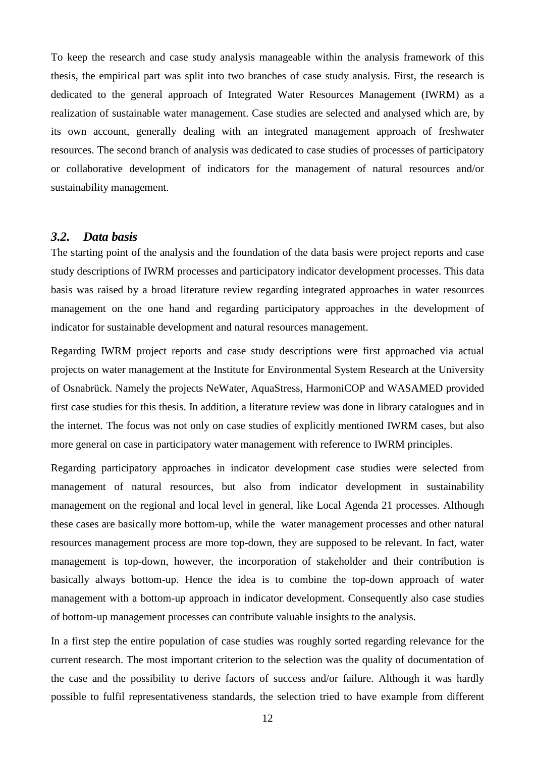To keep the research and case study analysis manageable within the analysis framework of this thesis, the empirical part was split into two branches of case study analysis. First, the research is dedicated to the general approach of Integrated Water Resources Management (IWRM) as a realization of sustainable water management. Case studies are selected and analysed which are, by its own account, generally dealing with an integrated management approach of freshwater resources. The second branch of analysis was dedicated to case studies of processes of participatory or collaborative development of indicators for the management of natural resources and/or sustainability management.

### *3.2. Data basis*

The starting point of the analysis and the foundation of the data basis were project reports and case study descriptions of IWRM processes and participatory indicator development processes. This data basis was raised by a broad literature review regarding integrated approaches in water resources management on the one hand and regarding participatory approaches in the development of indicator for sustainable development and natural resources management.

Regarding IWRM project reports and case study descriptions were first approached via actual projects on water management at the Institute for Environmental System Research at the University of Osnabrück. Namely the projects NeWater, AquaStress, HarmoniCOP and WASAMED provided first case studies for this thesis. In addition, a literature review was done in library catalogues and in the internet. The focus was not only on case studies of explicitly mentioned IWRM cases, but also more general on case in participatory water management with reference to IWRM principles.

Regarding participatory approaches in indicator development case studies were selected from management of natural resources, but also from indicator development in sustainability management on the regional and local level in general, like Local Agenda 21 processes. Although these cases are basically more bottom-up, while the water management processes and other natural resources management process are more top-down, they are supposed to be relevant. In fact, water management is top-down, however, the incorporation of stakeholder and their contribution is basically always bottom-up. Hence the idea is to combine the top-down approach of water management with a bottom-up approach in indicator development. Consequently also case studies of bottom-up management processes can contribute valuable insights to the analysis.

In a first step the entire population of case studies was roughly sorted regarding relevance for the current research. The most important criterion to the selection was the quality of documentation of the case and the possibility to derive factors of success and/or failure. Although it was hardly possible to fulfil representativeness standards, the selection tried to have example from different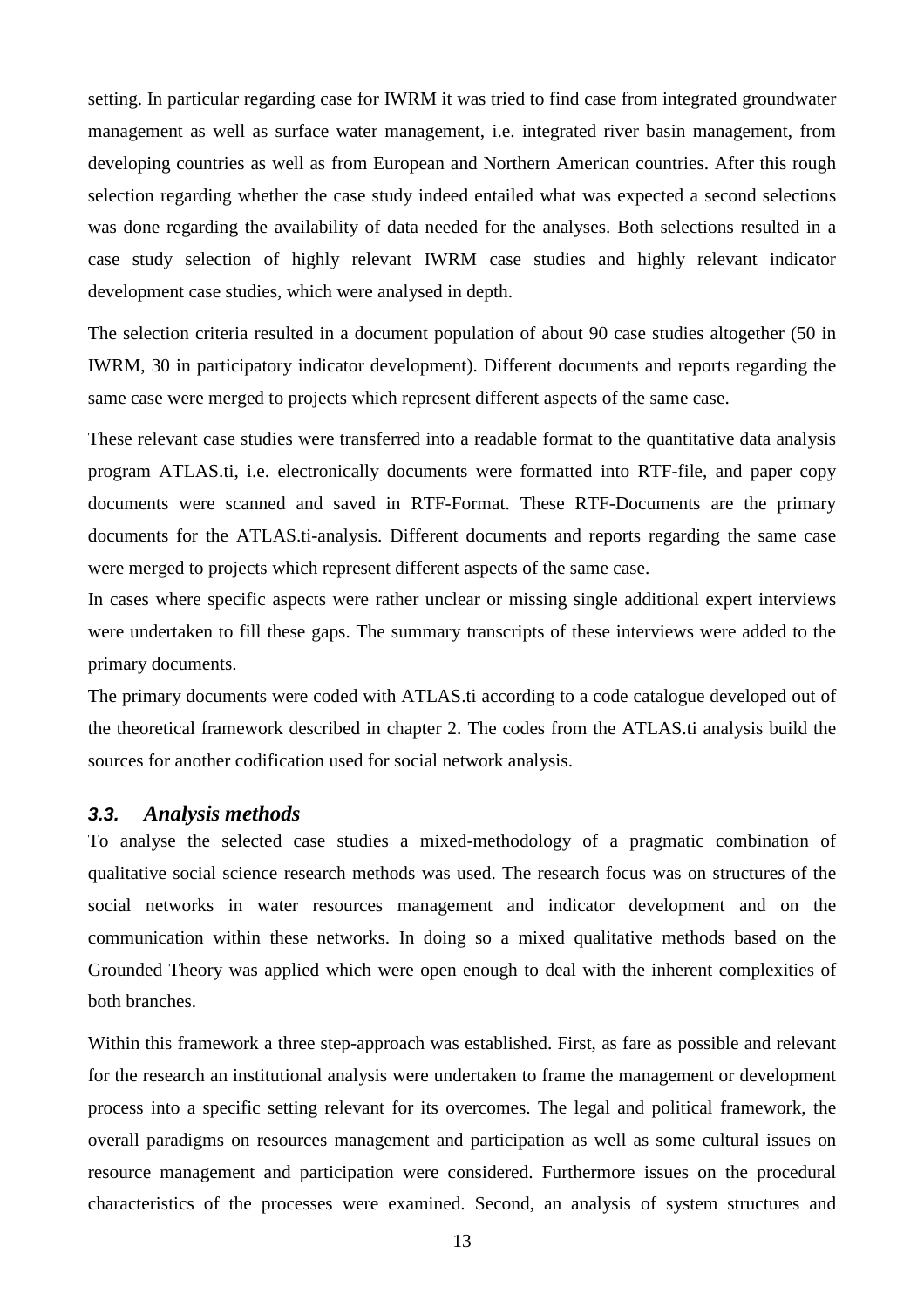setting. In particular regarding case for IWRM it was tried to find case from integrated groundwater management as well as surface water management, i.e. integrated river basin management, from developing countries as well as from European and Northern American countries. After this rough selection regarding whether the case study indeed entailed what was expected a second selections was done regarding the availability of data needed for the analyses. Both selections resulted in a case study selection of highly relevant IWRM case studies and highly relevant indicator development case studies, which were analysed in depth.

The selection criteria resulted in a document population of about 90 case studies altogether (50 in IWRM, 30 in participatory indicator development). Different documents and reports regarding the same case were merged to projects which represent different aspects of the same case.

These relevant case studies were transferred into a readable format to the quantitative data analysis program ATLAS.ti, i.e. electronically documents were formatted into RTF-file, and paper copy documents were scanned and saved in RTF-Format. These RTF-Documents are the primary documents for the ATLAS.ti-analysis. Different documents and reports regarding the same case were merged to projects which represent different aspects of the same case.

In cases where specific aspects were rather unclear or missing single additional expert interviews were undertaken to fill these gaps. The summary transcripts of these interviews were added to the primary documents.

The primary documents were coded with ATLAS.ti according to a code catalogue developed out of the theoretical framework described in chapter 2. The codes from the ATLAS.ti analysis build the sources for another codification used for social network analysis.

### *3.3. Analysis methods*

To analyse the selected case studies a mixed-methodology of a pragmatic combination of qualitative social science research methods was used. The research focus was on structures of the social networks in water resources management and indicator development and on the communication within these networks. In doing so a mixed qualitative methods based on the Grounded Theory was applied which were open enough to deal with the inherent complexities of both branches.

Within this framework a three step-approach was established. First, as fare as possible and relevant for the research an institutional analysis were undertaken to frame the management or development process into a specific setting relevant for its overcomes. The legal and political framework, the overall paradigms on resources management and participation as well as some cultural issues on resource management and participation were considered. Furthermore issues on the procedural characteristics of the processes were examined. Second, an analysis of system structures and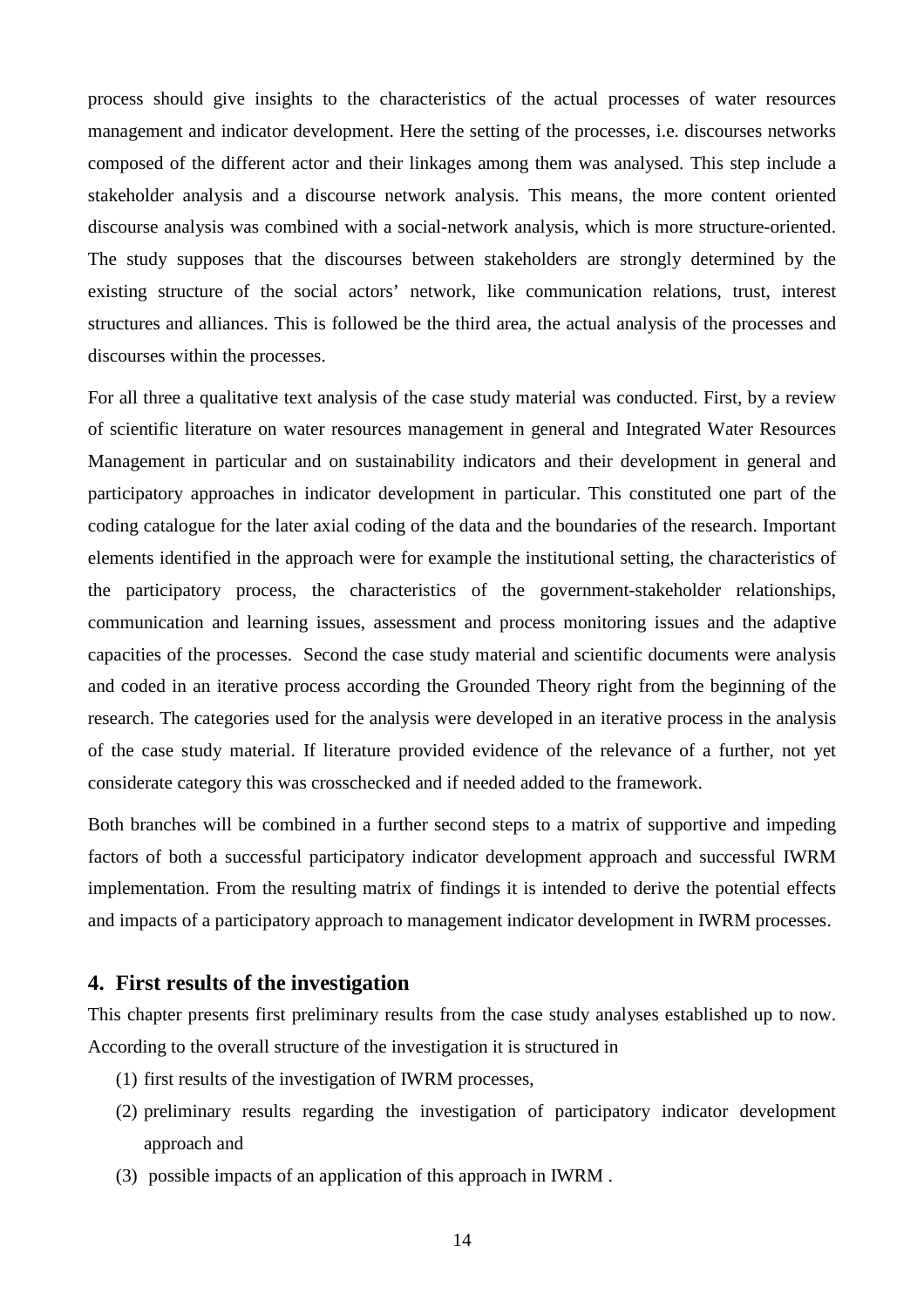process should give insights to the characteristics of the actual processes of water resources management and indicator development. Here the setting of the processes, i.e. discourses networks composed of the different actor and their linkages among them was analysed. This step include a stakeholder analysis and a discourse network analysis. This means, the more content oriented discourse analysis was combined with a social-network analysis, which is more structure-oriented. The study supposes that the discourses between stakeholders are strongly determined by the existing structure of the social actors' network, like communication relations, trust, interest structures and alliances. This is followed be the third area, the actual analysis of the processes and discourses within the processes.

For all three a qualitative text analysis of the case study material was conducted. First, by a review of scientific literature on water resources management in general and Integrated Water Resources Management in particular and on sustainability indicators and their development in general and participatory approaches in indicator development in particular. This constituted one part of the coding catalogue for the later axial coding of the data and the boundaries of the research. Important elements identified in the approach were for example the institutional setting, the characteristics of the participatory process, the characteristics of the government-stakeholder relationships, communication and learning issues, assessment and process monitoring issues and the adaptive capacities of the processes. Second the case study material and scientific documents were analysis and coded in an iterative process according the Grounded Theory right from the beginning of the research. The categories used for the analysis were developed in an iterative process in the analysis of the case study material. If literature provided evidence of the relevance of a further, not yet considerate category this was crosschecked and if needed added to the framework.

Both branches will be combined in a further second steps to a matrix of supportive and impeding factors of both a successful participatory indicator development approach and successful IWRM implementation. From the resulting matrix of findings it is intended to derive the potential effects and impacts of a participatory approach to management indicator development in IWRM processes.

## 4. First results of the investigation

This chapter presents first preliminary results from the case study analyses established up to now. According to the overall structure of the investigation it is structured in

(1) first results of the investigation of IWRM processes,

(2) preliminary results regarding the investigation of participatory indicator development approach and

(3) possible impacts of an application of this approach in IWRM .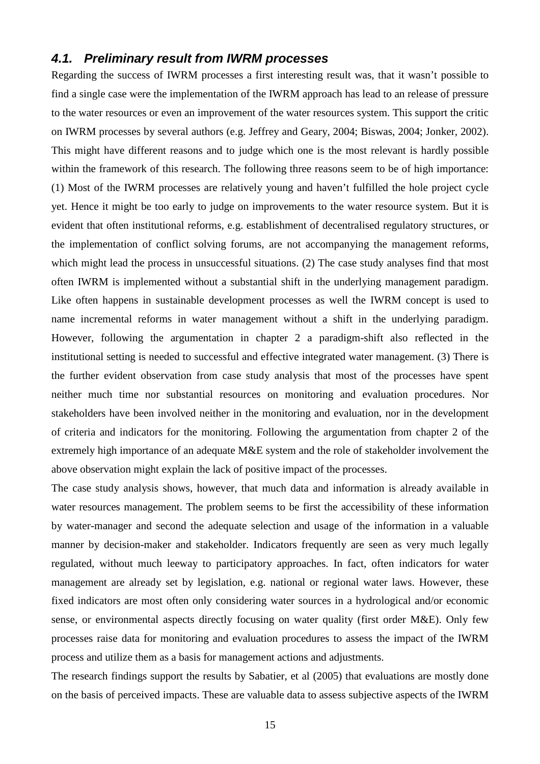## 4.1. Preliminary result from IWRM processes

Regarding the success of IWRM processes a first interesting result was, that it wasn't possible to find a single case were the implementation of the IWRM approach has lead to an release of pressure to the water resources or even an improvement of the water resources system. This support the critic on IWRM processes by several authors (e.g. Jeffrey and Geary, 2004; Biswas, 2004; Jonker, 2002). This might have different reasons and to judge which one is the most relevant is hardly possible within the framework of this research. The following three reasons seem to be of high importance: (1) Most of the IWRM processes are relatively young and haven't fulfilled the hole project cycle yet. Hence it might be too early to judge on improvements to the water resource system. But it is evident that often institutional reforms, e.g. establishment of decentralised regulatory structures, or the implementation of conflict solving forums, are not accompanying the management reforms, which might lead the process in unsuccessful situations. (2) The case study analyses find that most often IWRM is implemented without a substantial shift in the underlying management paradigm. Like often happens in sustainable development processes as well the IWRM concept is used to name incremental reforms in water management without a shift in the underlying paradigm. However, following the argumentation in chapter 2 a paradigm-shift also reflected in the institutional setting is needed to successful and effective integrated water management. (3) There is the further evident observation from case study analysis that most of the processes have spent neither much time nor substantial resources on monitoring and evaluation procedures. Nor stakeholders have been involved neither in the monitoring and evaluation, nor in the development of criteria and indicators for the monitoring. Following the argumentation from chapter 2 of the extremely high importance of an adequate M&E system and the role of stakeholder involvement the above observation might explain the lack of positive impact of the processes.

The case study analysis shows, however, that much data and information is already available in water resources management. The problem seems to be first the accessibility of these information by water-manager and second the adequate selection and usage of the information in a valuable manner by decision-maker and stakeholder. Indicators frequently are seen as very much legally regulated, without much leeway to participatory approaches. In fact, often indicators for water management are already set by legislation, e.g. national or regional water laws. However, these fixed indicators are most often only considering water sources in a hydrological and/or economic sense, or environmental aspects directly focusing on water quality (first order M&E). Only few processes raise data for monitoring and evaluation procedures to assess the impact of the IWRM process and utilize them as a basis for management actions and adjustments.

The research findings support the results by Sabatier, et al (2005) that evaluations are mostly done on the basis of perceived impacts. These are valuable data to assess subjective aspects of the IWRM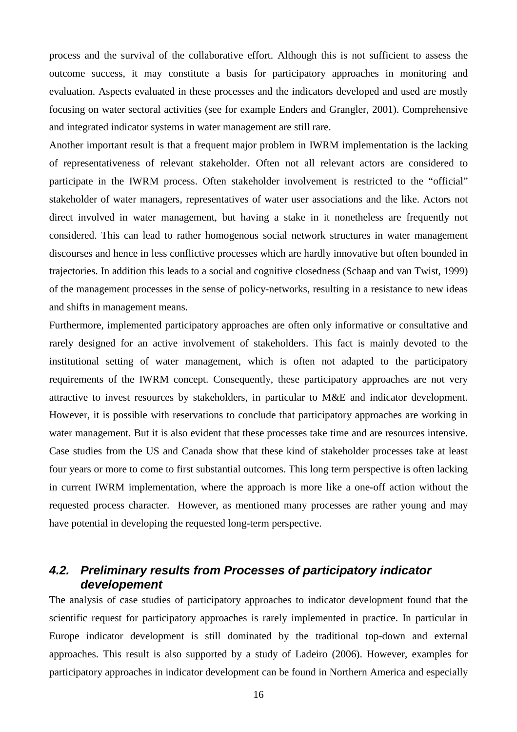process and the survival of the collaborative effort. Although this is not sufficient to assess the outcome success, it may constitute a basis for participatory approaches in monitoring and evaluation. Aspects evaluated in these processes and the indicators developed and used are mostly focusing on water sectoral activities (see for example Enders and Grangler, 2001). Comprehensive and integrated indicator systems in water management are still rare.

Another important result is that a frequent major problem in IWRM implementation is the lacking of representativeness of relevant stakeholder. Often not all relevant actors are considered to participate in the IWRM process. Often stakeholder involvement is restricted to the "official" stakeholder of water managers, representatives of water user associations and the like. Actors not direct involved in water management, but having a stake in it nonetheless are frequently not considered. This can lead to rather homogenous social network structures in water management discourses and hence in less conflictive processes which are hardly innovative but often bounded in trajectories. In addition this leads to a social and cognitive closedness (Schaap and van Twist, 1999) of the management processes in the sense of policy-networks, resulting in a resistance to new ideas and shifts in management means.

Furthermore, implemented participatory approaches are often only informative or consultative and rarely designed for an active involvement of stakeholders. This fact is mainly devoted to the institutional setting of water management, which is often not adapted to the participatory requirements of the IWRM concept. Consequently, these participatory approaches are not very attractive to invest resources by stakeholders, in particular to M&E and indicator development. However, it is possible with reservations to conclude that participatory approaches are working in water management. But it is also evident that these processes take time and are resources intensive. Case studies from the US and Canada show that these kind of stakeholder processes take at least four years or more to come to first substantial outcomes. This long term perspective is often lacking in current IWRM implementation, where the approach is more like a one-off action without the requested process character. However, as mentioned many processes are rather young and may have potential in developing the requested long-term perspective.

### 4.2. Preliminary results from Processes of participatory indicator developement

The analysis of case studies of participatory approaches to indicator development found that the scientific request for participatory approaches is rarely implemented in practice. In particular in Europe indicator development is still dominated by the traditional top-down and external approaches. This result is also supported by a study of Ladeiro (2006). However, examples for participatory approaches in indicator development can be found in Northern America and especially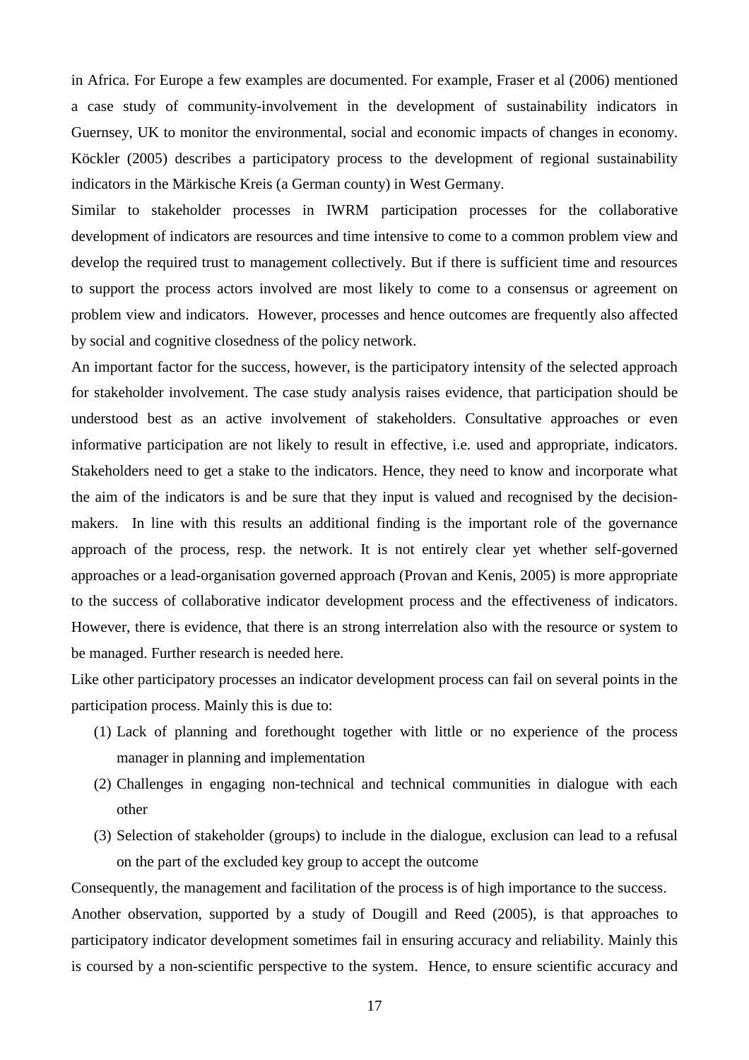in Africa. For Europe a few examples are documented. For example, Fraser et al (2006) mentioned a case study of community-involvement in the development of sustainability indicators in Guernsey, UK to monitor the environmental, social and economic impacts of changes in economy. Köckler (2005) describes a participatory process to the development of regional sustainability indicators in the Märkische Kreis (a German county) in West Germany.

Similar to stakeholder processes in IWRM participation processes for the collaborative development of indicators are resources and time intensive to come to a common problem view and develop the required trust to management collectively. But if there is sufficient time and resources to support the process actors involved are most likely to come to a consensus or agreement on problem view and indicators. However, processes and hence outcomes are frequently also affected by social and cognitive closedness of the policy network.

An important factor for the success, however, is the participatory intensity of the selected approach for stakeholder involvement. The case study analysis raises evidence, that participation should be understood best as an active involvement of stakeholders. Consultative approaches or even informative participation are not likely to result in effective, i.e. used and appropriate, indicators. Stakeholders need to get a stake to the indicators. Hence, they need to know and incorporate what the aim of the indicators is and be sure that they input is valued and recognised by the decision-makers. In line with this results an additional finding is the important role of the governance approach of the process, resp. the network. It is not entirely clear yet whether self-governed approaches or a lead-organisation governed approach (Provan and Kenis, 2005) is more appropriate to the success of collaborative indicator development process and the effectiveness of indicators. However, there is evidence, that there is an strong interrelation also with the resource or system to be managed. Further research is needed here.

Like other participatory processes an indicator development process can fail on several points in the participation process. Mainly this is due to:

1. Lack of planning and forethought together with little or no experience of the process manager in planning and implementation
2. Challenges in engaging non-technical and technical communities in dialogue with each other
3. Selection of stakeholder (groups) to include in the dialogue, exclusion can lead to a refusal on the part of the excluded key group to accept the outcome

Consequently, the management and facilitation of the process is of high importance to the success.

Another observation, supported by a study of Dougill and Reed (2005), is that approaches to participatory indicator development sometimes fail in ensuring accuracy and reliability. Mainly this is coursed by a non-scientific perspective to the system. Hence, to ensure scientific accuracy and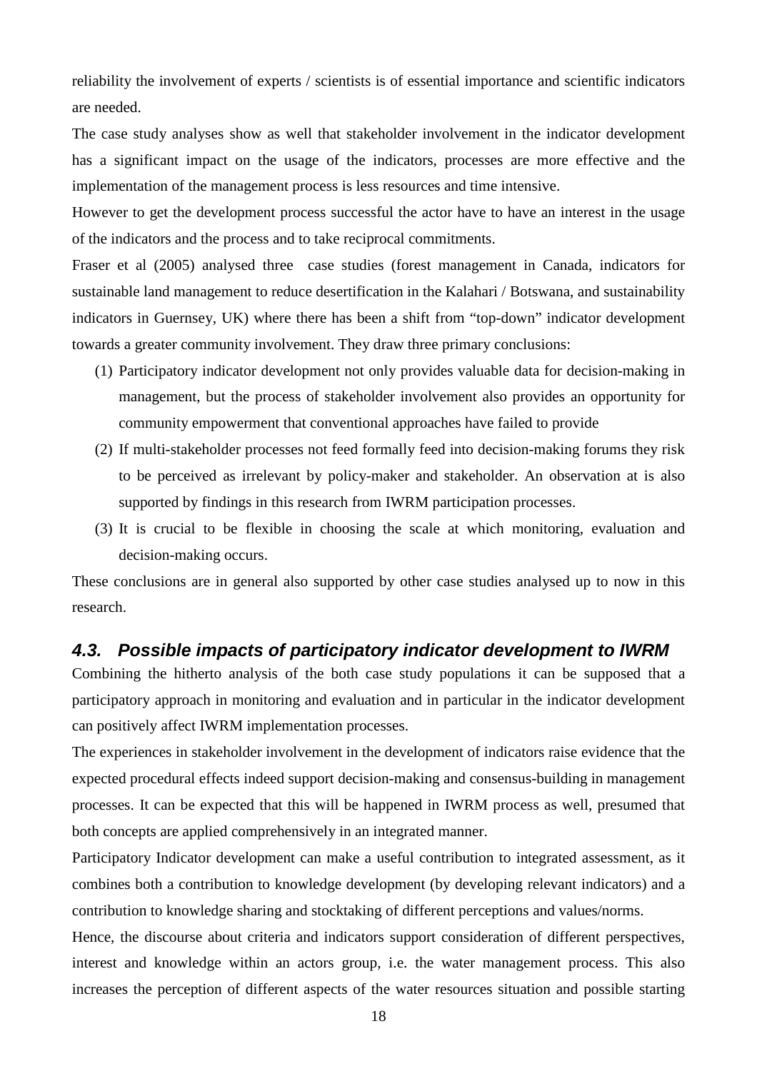reliability the involvement of experts / scientists is of essential importance and scientific indicators are needed.

The case study analyses show as well that stakeholder involvement in the indicator development has a significant impact on the usage of the indicators, processes are more effective and the implementation of the management process is less resources and time intensive.

However to get the development process successful the actor have to have an interest in the usage of the indicators and the process and to take reciprocal commitments.

Fraser et al (2005) analysed three case studies (forest management in Canada, indicators for sustainable land management to reduce desertification in the Kalahari / Botswana, and sustainability indicators in Guernsey, UK) where there has been a shift from "top-down" indicator development towards a greater community involvement. They draw three primary conclusions:

(1) Participatory indicator development not only provides valuable data for decision-making in management, but the process of stakeholder involvement also provides an opportunity for community empowerment that conventional approaches have failed to provide
(2) If multi-stakeholder processes not feed formally feed into decision-making forums they risk to be perceived as irrelevant by policy-maker and stakeholder. An observation at is also supported by findings in this research from IWRM participation processes.
(3) It is crucial to be flexible in choosing the scale at which monitoring, evaluation and decision-making occurs.

These conclusions are in general also supported by other case studies analysed up to now in this research.

### 4.3. Possible impacts of participatory indicator development to IWRM

Combining the hitherto analysis of the both case study populations it can be supposed that a participatory approach in monitoring and evaluation and in particular in the indicator development can positively affect IWRM implementation processes.

The experiences in stakeholder involvement in the development of indicators raise evidence that the expected procedural effects indeed support decision-making and consensus-building in management processes. It can be expected that this will be happened in IWRM process as well, presumed that both concepts are applied comprehensively in an integrated manner.

Participatory Indicator development can make a useful contribution to integrated assessment, as it combines both a contribution to knowledge development (by developing relevant indicators) and a contribution to knowledge sharing and stocktaking of different perceptions and values/norms.

Hence, the discourse about criteria and indicators support consideration of different perspectives, interest and knowledge within an actors group, i.e. the water management process. This also increases the perception of different aspects of the water resources situation and possible starting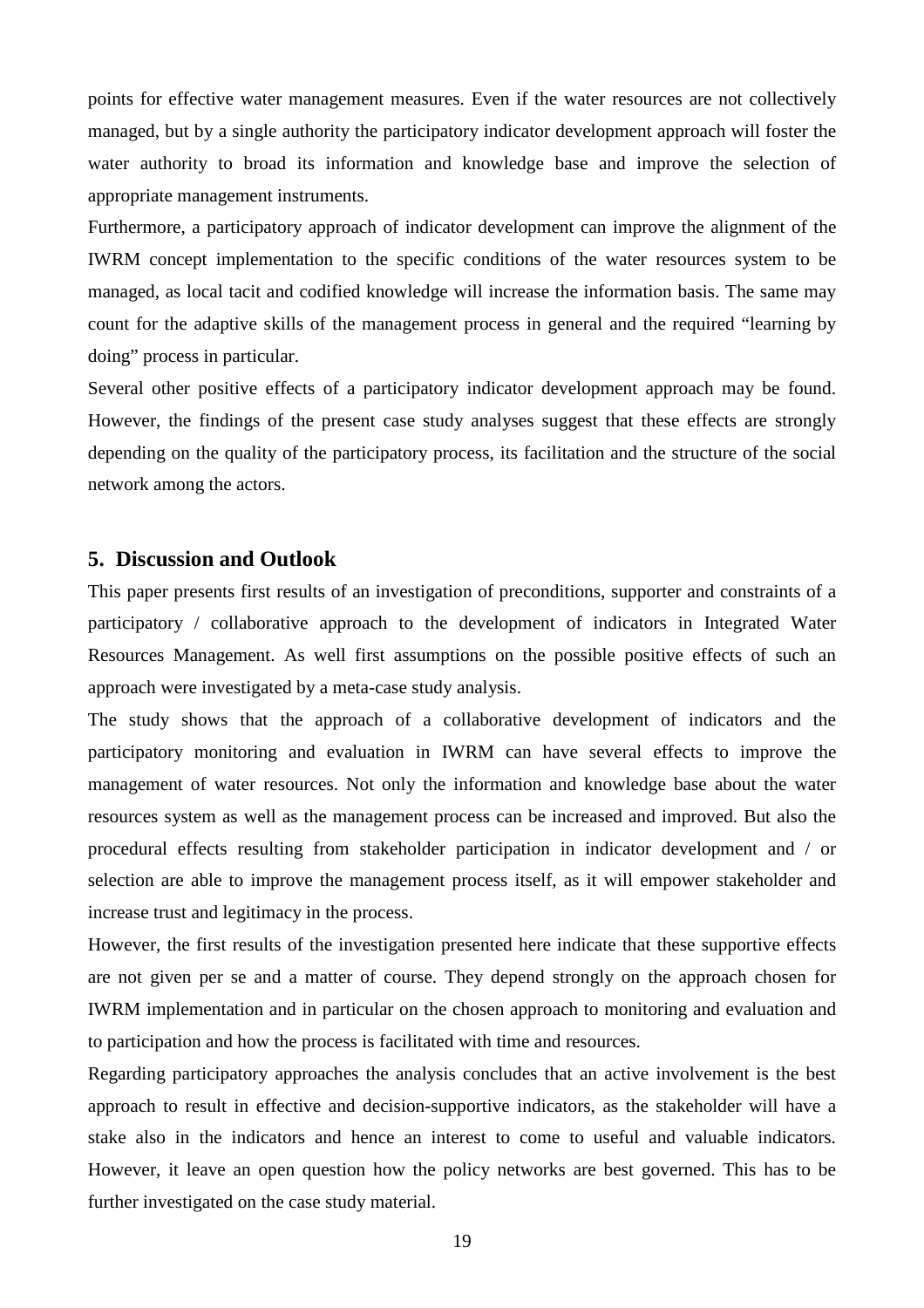points for effective water management measures. Even if the water resources are not collectively managed, but by a single authority the participatory indicator development approach will foster the water authority to broad its information and knowledge base and improve the selection of appropriate management instruments.

Furthermore, a participatory approach of indicator development can improve the alignment of the IWRM concept implementation to the specific conditions of the water resources system to be managed, as local tacit and codified knowledge will increase the information basis. The same may count for the adaptive skills of the management process in general and the required "learning by doing" process in particular.

Several other positive effects of a participatory indicator development approach may be found. However, the findings of the present case study analyses suggest that these effects are strongly depending on the quality of the participatory process, its facilitation and the structure of the social network among the actors.

## 5. Discussion and Outlook

This paper presents first results of an investigation of preconditions, supporter and constraints of a participatory / collaborative approach to the development of indicators in Integrated Water Resources Management. As well first assumptions on the possible positive effects of such an approach were investigated by a meta-case study analysis.

The study shows that the approach of a collaborative development of indicators and the participatory monitoring and evaluation in IWRM can have several effects to improve the management of water resources. Not only the information and knowledge base about the water resources system as well as the management process can be increased and improved. But also the procedural effects resulting from stakeholder participation in indicator development and / or selection are able to improve the management process itself, as it will empower stakeholder and increase trust and legitimacy in the process.

However, the first results of the investigation presented here indicate that these supportive effects are not given per se and a matter of course. They depend strongly on the approach chosen for IWRM implementation and in particular on the chosen approach to monitoring and evaluation and to participation and how the process is facilitated with time and resources.

Regarding participatory approaches the analysis concludes that an active involvement is the best approach to result in effective and decision-supportive indicators, as the stakeholder will have a stake also in the indicators and hence an interest to come to useful and valuable indicators. However, it leave an open question how the policy networks are best governed. This has to be further investigated on the case study material.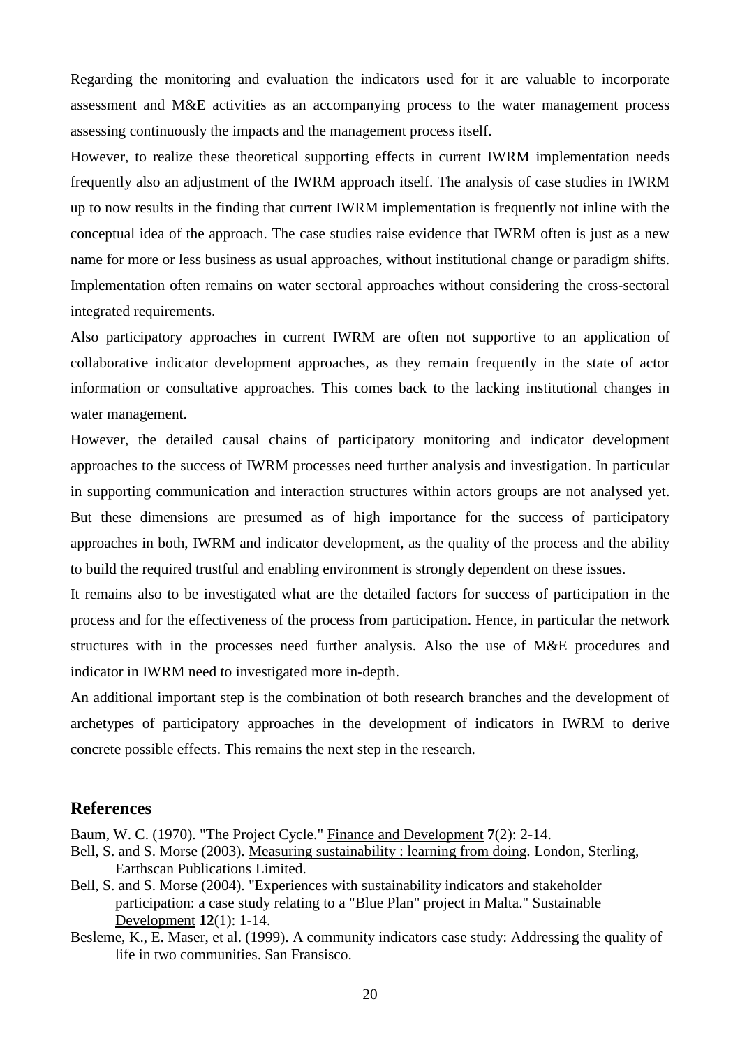Regarding the monitoring and evaluation the indicators used for it are valuable to incorporate assessment and M&E activities as an accompanying process to the water management process assessing continuously the impacts and the management process itself.

However, to realize these theoretical supporting effects in current IWRM implementation needs frequently also an adjustment of the IWRM approach itself. The analysis of case studies in IWRM up to now results in the finding that current IWRM implementation is frequently not inline with the conceptual idea of the approach. The case studies raise evidence that IWRM often is just as a new name for more or less business as usual approaches, without institutional change or paradigm shifts. Implementation often remains on water sectoral approaches without considering the cross-sectoral integrated requirements.

Also participatory approaches in current IWRM are often not supportive to an application of collaborative indicator development approaches, as they remain frequently in the state of actor information or consultative approaches. This comes back to the lacking institutional changes in water management.

However, the detailed causal chains of participatory monitoring and indicator development approaches to the success of IWRM processes need further analysis and investigation. In particular in supporting communication and interaction structures within actors groups are not analysed yet. But these dimensions are presumed as of high importance for the success of participatory approaches in both, IWRM and indicator development, as the quality of the process and the ability to build the required trustful and enabling environment is strongly dependent on these issues.

It remains also to be investigated what are the detailed factors for success of participation in the process and for the effectiveness of the process from participation. Hence, in particular the network structures with in the processes need further analysis. Also the use of M&E procedures and indicator in IWRM need to investigated more in-depth.

An additional important step is the combination of both research branches and the development of archetypes of participatory approaches in the development of indicators in IWRM to derive concrete possible effects. This remains the next step in the research.

## References

Baum, W. C. (1970). "The Project Cycle." Finance and Development **7**(2): 2-14.

Bell, S. and S. Morse (2003). Measuring sustainability : learning from doing. London, Sterling, Earthscan Publications Limited.

Bell, S. and S. Morse (2004). "Experiences with sustainability indicators and stakeholder participation: a case study relating to a "Blue Plan" project in Malta." Sustainable Development **12**(1): 1-14.

Besleme, K., E. Maser, et al. (1999). A community indicators case study: Addressing the quality of life in two communities. San Fransisco.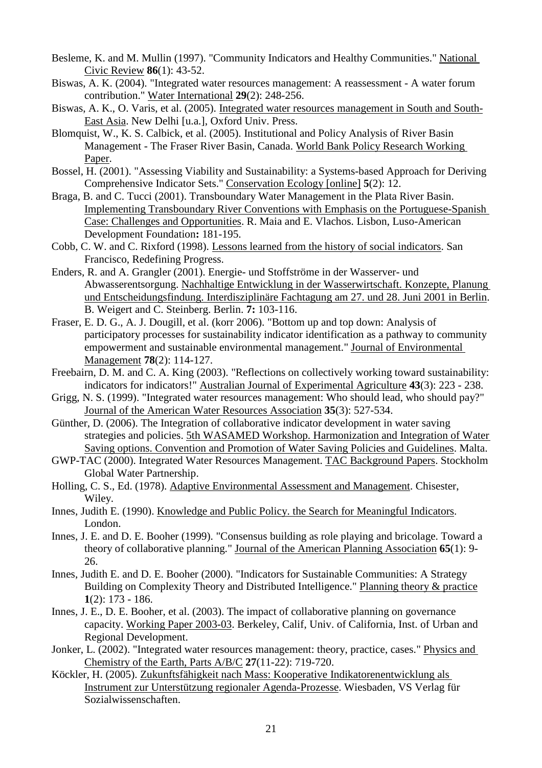Besleme, K. and M. Mullin (1997). "Community Indicators and Healthy Communities." National Civic Review **86**(1): 43-52.

Biswas, A. K. (2004). "Integrated water resources management: A reassessment - A water forum contribution." Water International **29**(2): 248-256.

Biswas, A. K., O. Varis, et al. (2005). Integrated water resources management in South and South-East Asia. New Delhi [u.a.], Oxford Univ. Press.

Blomquist, W., K. S. Calbick, et al. (2005). Institutional and Policy Analysis of River Basin Management - The Fraser River Basin, Canada. World Bank Policy Research Working Paper.

Bossel, H. (2001). "Assessing Viability and Sustainability: a Systems-based Approach for Deriving Comprehensive Indicator Sets." Conservation Ecology [online] **5**(2): 12.

Braga, B. and C. Tucci (2001). Transboundary Water Management in the Plata River Basin. Implementing Transboundary River Conventions with Emphasis on the Portuguese-Spanish Case: Challenges and Opportunities. R. Maia and E. Vlachos. Lisbon, Luso-American Development Foundation**:** 181-195.

Cobb, C. W. and C. Rixford (1998). Lessons learned from the history of social indicators. San Francisco, Redefining Progress.

Enders, R. and A. Grangler (2001). Energie- und Stoffströme in der Wasserver- und Abwasserentsorgung. Nachhaltige Entwicklung in der Wasserwirtschaft. Konzepte, Planung und Entscheidungsfindung. Interdisziplinäre Fachtagung am 27. und 28. Juni 2001 in Berlin. B. Weigert and C. Steinberg. Berlin. **7:** 103-116.

Fraser, E. D. G., A. J. Dougill, et al. (korr 2006). "Bottom up and top down: Analysis of participatory processes for sustainability indicator identification as a pathway to community empowerment and sustainable environmental management." Journal of Environmental Management **78**(2): 114-127.

Freebairn, D. M. and C. A. King (2003). "Reflections on collectively working toward sustainability: indicators for indicators!" Australian Journal of Experimental Agriculture **43**(3): 223 - 238.

Grigg, N. S. (1999). "Integrated water resources management: Who should lead, who should pay?" Journal of the American Water Resources Association **35**(3): 527-534.

Günther, D. (2006). The Integration of collaborative indicator development in water saving strategies and policies. 5th WASAMED Workshop. Harmonization and Integration of Water Saving options. Convention and Promotion of Water Saving Policies and Guidelines. Malta.

GWP-TAC (2000). Integrated Water Resources Management. TAC Background Papers. Stockholm Global Water Partnership.

Holling, C. S., Ed. (1978). Adaptive Environmental Assessment and Management. Chisester, Wiley.

Innes, Judith E. (1990). Knowledge and Public Policy. the Search for Meaningful Indicators. London.

Innes, J. E. and D. E. Booher (1999). "Consensus building as role playing and bricolage. Toward a theory of collaborative planning." Journal of the American Planning Association **65**(1): 9-26.

Innes, Judith E. and D. E. Booher (2000). "Indicators for Sustainable Communities: A Strategy Building on Complexity Theory and Distributed Intelligence." Planning theory & practice **1**(2): 173 - 186.

Innes, J. E., D. E. Booher, et al. (2003). The impact of collaborative planning on governance capacity. Working Paper 2003-03. Berkeley, Calif, Univ. of California, Inst. of Urban and Regional Development.

Jonker, L. (2002). "Integrated water resources management: theory, practice, cases." Physics and Chemistry of the Earth, Parts A/B/C **27**(11-22): 719-720.

Köckler, H. (2005). Zukunftsfähigkeit nach Mass: Kooperative Indikatorenentwicklung als Instrument zur Unterstützung regionaler Agenda-Prozesse. Wiesbaden, VS Verlag für Sozialwissenschaften.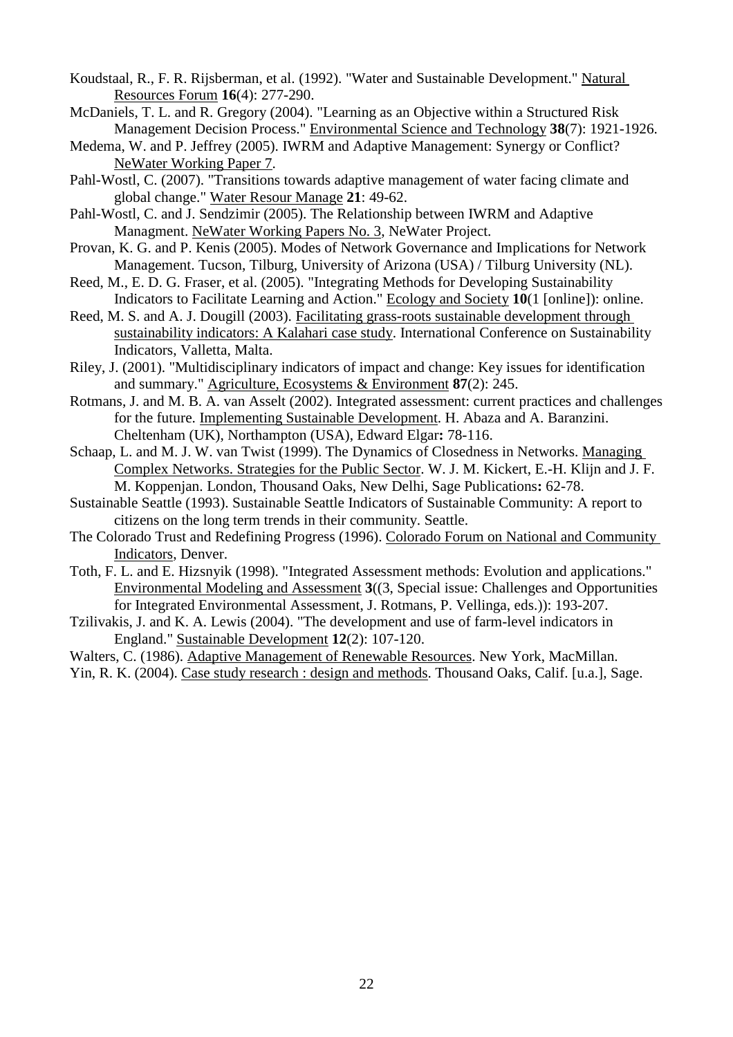Koudstaal, R., F. R. Rijsberman, et al. (1992). "Water and Sustainable Development." Natural Resources Forum **16**(4): 277-290.

McDaniels, T. L. and R. Gregory (2004). "Learning as an Objective within a Structured Risk Management Decision Process." Environmental Science and Technology **38**(7): 1921-1926.

Medema, W. and P. Jeffrey (2005). IWRM and Adaptive Management: Synergy or Conflict? NeWater Working Paper 7.

Pahl-Wostl, C. (2007). "Transitions towards adaptive management of water facing climate and global change." Water Resour Manage **21**: 49-62.

Pahl-Wostl, C. and J. Sendzimir (2005). The Relationship between IWRM and Adaptive Managment. NeWater Working Papers No. 3, NeWater Project.

Provan, K. G. and P. Kenis (2005). Modes of Network Governance and Implications for Network Management. Tucson, Tilburg, University of Arizona (USA) / Tilburg University (NL).

Reed, M., E. D. G. Fraser, et al. (2005). "Integrating Methods for Developing Sustainability Indicators to Facilitate Learning and Action." Ecology and Society **10**(1 [online]): online.

Reed, M. S. and A. J. Dougill (2003). Facilitating grass-roots sustainable development through sustainability indicators: A Kalahari case study. International Conference on Sustainability Indicators, Valletta, Malta.

Riley, J. (2001). "Multidisciplinary indicators of impact and change: Key issues for identification and summary." Agriculture, Ecosystems & Environment **87**(2): 245.

Rotmans, J. and M. B. A. van Asselt (2002). Integrated assessment: current practices and challenges for the future. Implementing Sustainable Development. H. Abaza and A. Baranzini. Cheltenham (UK), Northampton (USA), Edward Elgar**:** 78-116.

Schaap, L. and M. J. W. van Twist (1999). The Dynamics of Closedness in Networks. Managing Complex Networks. Strategies for the Public Sector. W. J. M. Kickert, E.-H. Klijn and J. F. M. Koppenjan. London, Thousand Oaks, New Delhi, Sage Publications**:** 62-78.

Sustainable Seattle (1993). Sustainable Seattle Indicators of Sustainable Community: A report to citizens on the long term trends in their community. Seattle.

The Colorado Trust and Redefining Progress (1996). Colorado Forum on National and Community Indicators, Denver.

Toth, F. L. and E. Hizsnyik (1998). "Integrated Assessment methods: Evolution and applications." Environmental Modeling and Assessment **3**((3, Special issue: Challenges and Opportunities for Integrated Environmental Assessment, J. Rotmans, P. Vellinga, eds.)): 193-207.

Tzilivakis, J. and K. A. Lewis (2004). "The development and use of farm-level indicators in England." Sustainable Development **12**(2): 107-120.

Walters, C. (1986). Adaptive Management of Renewable Resources. New York, MacMillan.

Yin, R. K. (2004). Case study research : design and methods. Thousand Oaks, Calif. [u.a.], Sage.